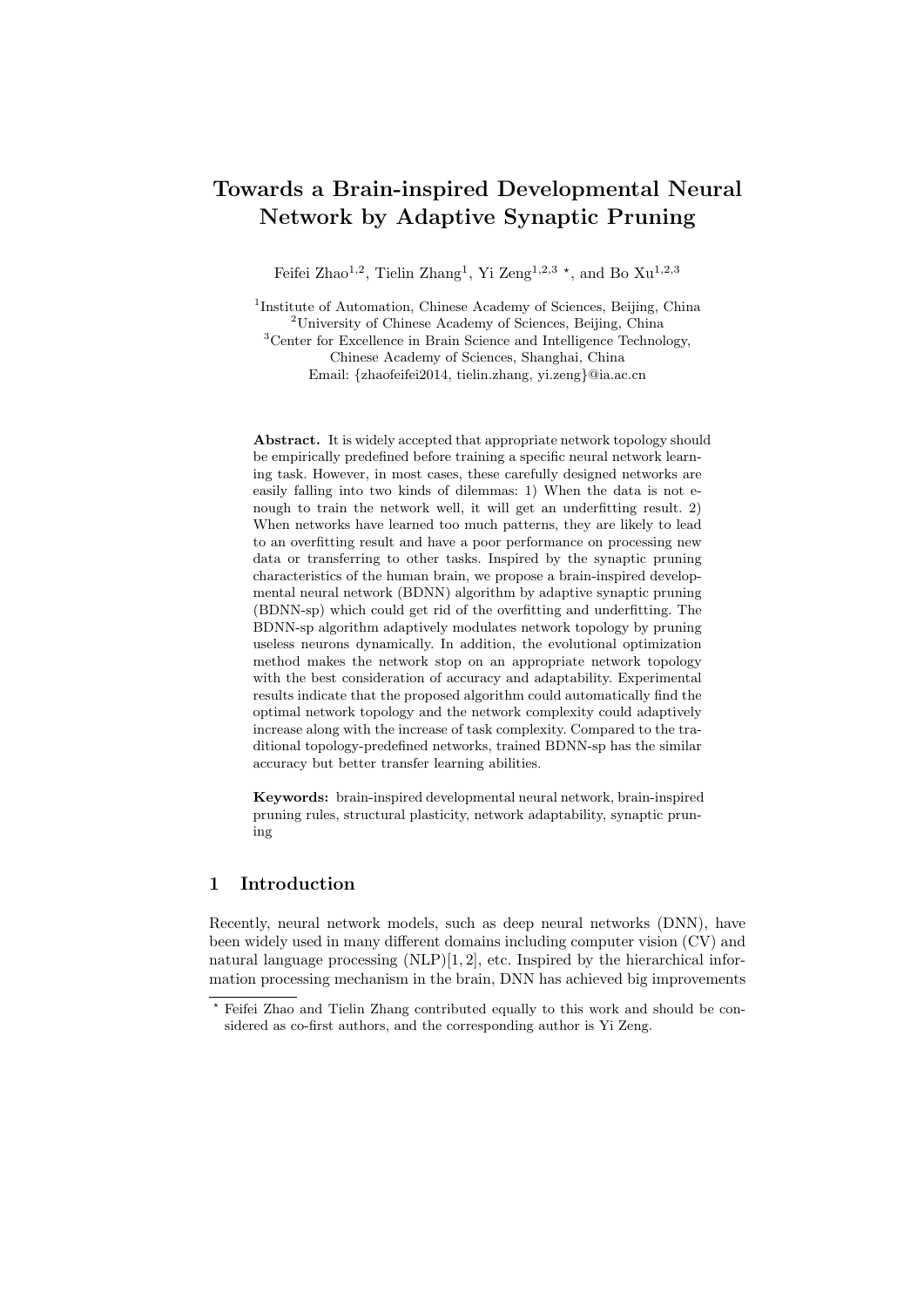# Towards a Brain-inspired Developmental Neural Network by Adaptive Synaptic Pruning

Feifei Zhao[1,2], Tielin Zhang[1], Yi Zeng[1,2,3] ⋆, and Bo Xu[1,2,3]

[1]Institute of Automation, Chinese Academy of Sciences, Beijing, China
[2]University of Chinese Academy of Sciences, Beijing, China
[3]Center for Excellence in Brain Science and Intelligence Technology, Chinese Academy of Sciences, Shanghai, China
Email: {zhaofeifei2014, tielin.zhang, yi.zeng}@ia.ac.cn

**Abstract.** It is widely accepted that appropriate network topology should be empirically predefined before training a specific neural network learning task. However, in most cases, these carefully designed networks are easily falling into two kinds of dilemmas: 1) When the data is not enough to train the network well, it will get an underfitting result. 2) When networks have learned too much patterns, they are likely to lead to an overfitting result and have a poor performance on processing new data or transferring to other tasks. Inspired by the synaptic pruning characteristics of the human brain, we propose a brain-inspired developmental neural network (BDNN) algorithm by adaptive synaptic pruning (BDNN-sp) which could get rid of the overfitting and underfitting. The BDNN-sp algorithm adaptively modulates network topology by pruning useless neurons dynamically. In addition, the evolutional optimization method makes the network stop on an appropriate network topology with the best consideration of accuracy and adaptability. Experimental results indicate that the proposed algorithm could automatically find the optimal network topology and the network complexity could adaptively increase along with the increase of task complexity. Compared to the traditional topology-predefined networks, trained BDNN-sp has the similar accuracy but better transfer learning abilities.

**Keywords:** brain-inspired developmental neural network, brain-inspired pruning rules, structural plasticity, network adaptability, synaptic pruning

## 1 Introduction

Recently, neural network models, such as deep neural networks (DNN), have been widely used in many different domains including computer vision (CV) and natural language processing (NLP)[1, 2], etc. Inspired by the hierarchical information processing mechanism in the brain, DNN has achieved big improvements

⋆ Feifei Zhao and Tielin Zhang contributed equally to this work and should be considered as co-first authors, and the corresponding author is Yi Zeng.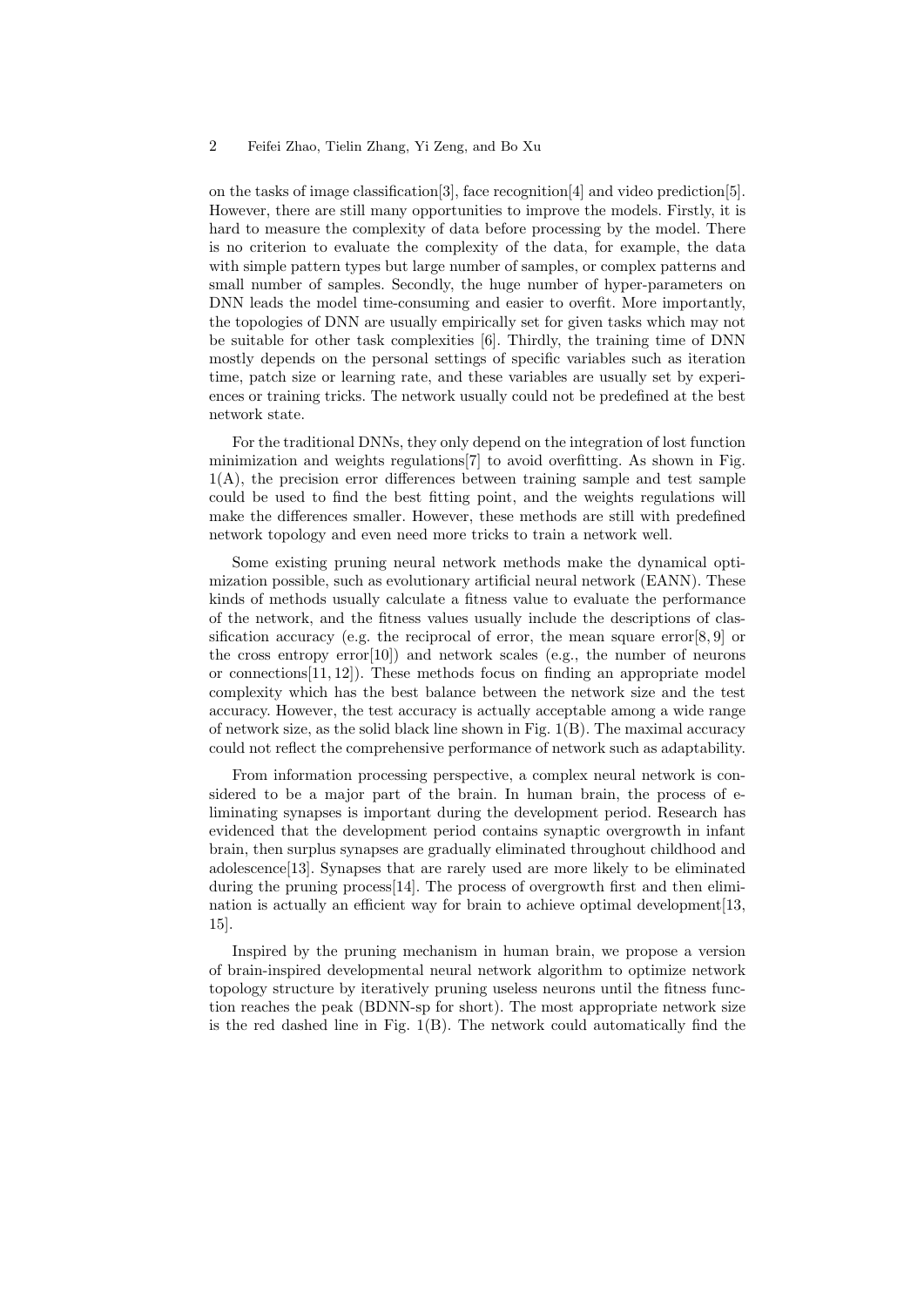on the tasks of image classification[3], face recognition[4] and video prediction[5]. However, there are still many opportunities to improve the models. Firstly, it is hard to measure the complexity of data before processing by the model. There is no criterion to evaluate the complexity of the data, for example, the data with simple pattern types but large number of samples, or complex patterns and small number of samples. Secondly, the huge number of hyper-parameters on DNN leads the model time-consuming and easier to overfit. More importantly, the topologies of DNN are usually empirically set for given tasks which may not be suitable for other task complexities [6]. Thirdly, the training time of DNN mostly depends on the personal settings of specific variables such as iteration time, patch size or learning rate, and these variables are usually set by experiences or training tricks. The network usually could not be predefined at the best network state.

For the traditional DNNs, they only depend on the integration of lost function minimization and weights regulations[7] to avoid overfitting. As shown in Fig. 1(A), the precision error differences between training sample and test sample could be used to find the best fitting point, and the weights regulations will make the differences smaller. However, these methods are still with predefined network topology and even need more tricks to train a network well.

Some existing pruning neural network methods make the dynamical optimization possible, such as evolutionary artificial neural network (EANN). These kinds of methods usually calculate a fitness value to evaluate the performance of the network, and the fitness values usually include the descriptions of classification accuracy (e.g. the reciprocal of error, the mean square error[8, 9] or the cross entropy error[10]) and network scales (e.g., the number of neurons or connections[11, 12]). These methods focus on finding an appropriate model complexity which has the best balance between the network size and the test accuracy. However, the test accuracy is actually acceptable among a wide range of network size, as the solid black line shown in Fig. 1(B). The maximal accuracy could not reflect the comprehensive performance of network such as adaptability.

From information processing perspective, a complex neural network is considered to be a major part of the brain. In human brain, the process of eliminating synapses is important during the development period. Research has evidenced that the development period contains synaptic overgrowth in infant brain, then surplus synapses are gradually eliminated throughout childhood and adolescence[13]. Synapses that are rarely used are more likely to be eliminated during the pruning process[14]. The process of overgrowth first and then elimination is actually an efficient way for brain to achieve optimal development[13, 15].

Inspired by the pruning mechanism in human brain, we propose a version of brain-inspired developmental neural network algorithm to optimize network topology structure by iteratively pruning useless neurons until the fitness function reaches the peak (BDNN-sp for short). The most appropriate network size is the red dashed line in Fig. 1(B). The network could automatically find the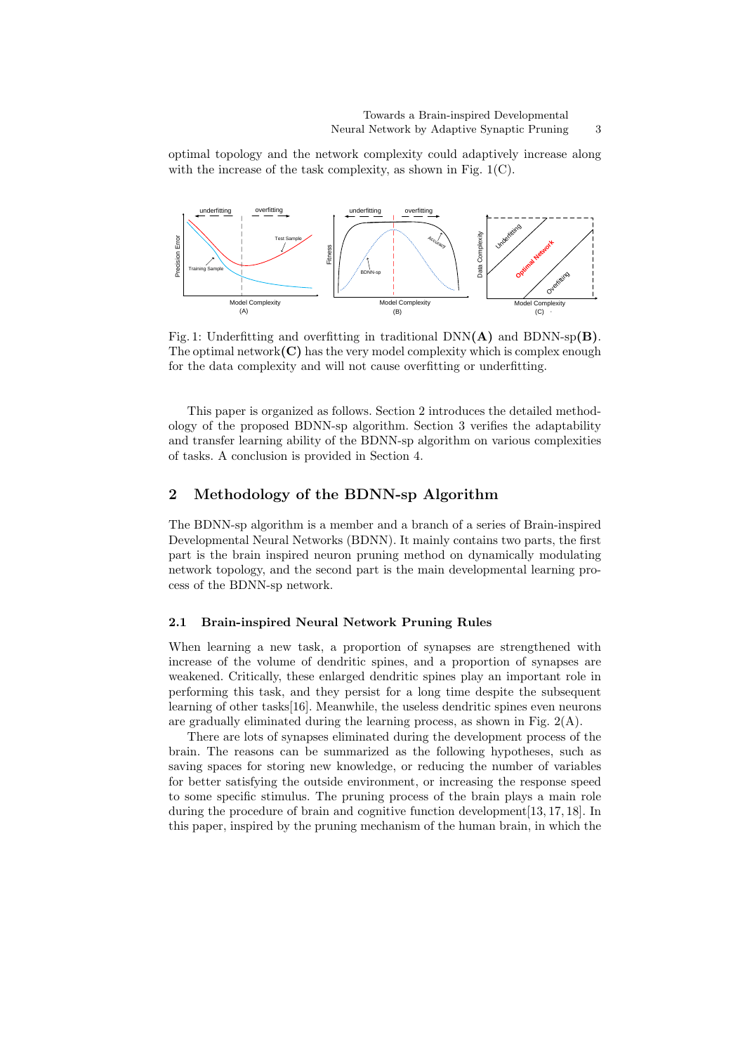optimal topology and the network complexity could adaptively increase along with the increase of the task complexity, as shown in Fig. 1(C).

Fig. 1: Underfitting and overfitting in traditional DNN**(A)** and BDNN-sp**(B)**. The optimal network**(C)** has the very model complexity which is complex enough for the data complexity and will not cause overfitting or underfitting.

This paper is organized as follows. Section 2 introduces the detailed methodology of the proposed BDNN-sp algorithm. Section 3 verifies the adaptability and transfer learning ability of the BDNN-sp algorithm on various complexities of tasks. A conclusion is provided in Section 4.

## 2 Methodology of the BDNN-sp Algorithm

The BDNN-sp algorithm is a member and a branch of a series of Brain-inspired Developmental Neural Networks (BDNN). It mainly contains two parts, the first part is the brain inspired neuron pruning method on dynamically modulating network topology, and the second part is the main developmental learning process of the BDNN-sp network.

### 2.1 Brain-inspired Neural Network Pruning Rules

When learning a new task, a proportion of synapses are strengthened with increase of the volume of dendritic spines, and a proportion of synapses are weakened. Critically, these enlarged dendritic spines play an important role in performing this task, and they persist for a long time despite the subsequent learning of other tasks[16]. Meanwhile, the useless dendritic spines even neurons are gradually eliminated during the learning process, as shown in Fig. 2(A).

There are lots of synapses eliminated during the development process of the brain. The reasons can be summarized as the following hypotheses, such as saving spaces for storing new knowledge, or reducing the number of variables for better satisfying the outside environment, or increasing the response speed to some specific stimulus. The pruning process of the brain plays a main role during the procedure of brain and cognitive function development[13, 17, 18]. In this paper, inspired by the pruning mechanism of the human brain, in which the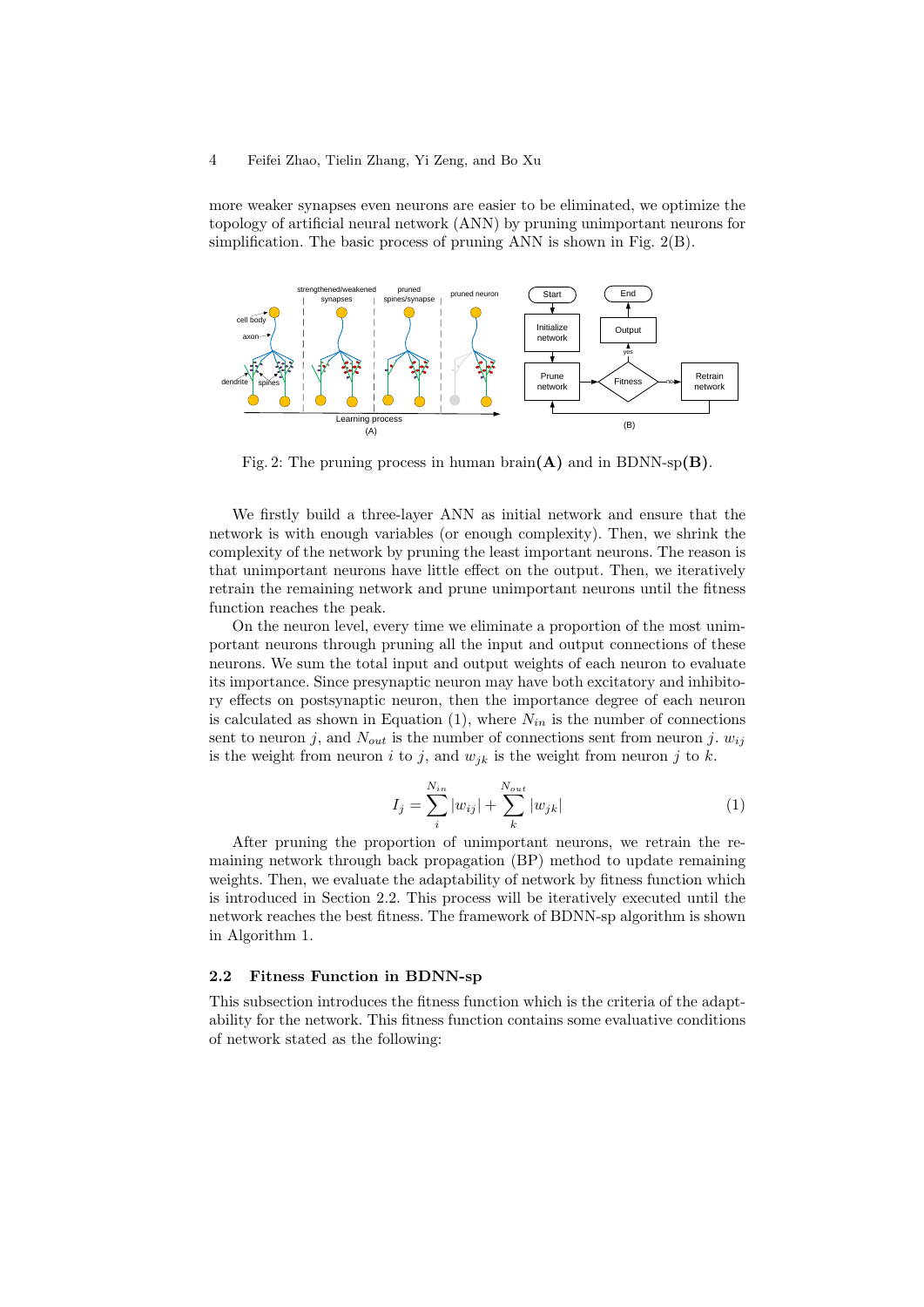more weaker synapses even neurons are easier to be eliminated, we optimize the topology of artificial neural network (ANN) by pruning unimportant neurons for simplification. The basic process of pruning ANN is shown in Fig. 2(B).

Fig. 2: The pruning process in human brain**(A)** and in BDNN-sp**(B)**.

We firstly build a three-layer ANN as initial network and ensure that the network is with enough variables (or enough complexity). Then, we shrink the complexity of the network by pruning the least important neurons. The reason is that unimportant neurons have little effect on the output. Then, we iteratively retrain the remaining network and prune unimportant neurons until the fitness function reaches the peak.

On the neuron level, every time we eliminate a proportion of the most unimportant neurons through pruning all the input and output connections of these neurons. We sum the total input and output weights of each neuron to evaluate its importance. Since presynaptic neuron may have both excitatory and inhibitory effects on postsynaptic neuron, then the importance degree of each neuron is calculated as shown in Equation (1), where $N_{in}$ is the number of connections sent to neuron $j$, and $N_{out}$ is the number of connections sent from neuron $j$. $w_{ij}$ is the weight from neuron $i$ to $j$, and $w_{jk}$ is the weight from neuron $j$ to $k$.

$$I_j = \sum_{i}^{N_{in}} |w_{ij}| + \sum_{k}^{N_{out}} |w_{jk}| \tag{1}$$

After pruning the proportion of unimportant neurons, we retrain the remaining network through back propagation (BP) method to update remaining weights. Then, we evaluate the adaptability of network by fitness function which is introduced in Section 2.2. This process will be iteratively executed until the network reaches the best fitness. The framework of BDNN-sp algorithm is shown in Algorithm 1.

### 2.2 Fitness Function in BDNN-sp

This subsection introduces the fitness function which is the criteria of the adaptability for the network. This fitness function contains some evaluative conditions of network stated as the following: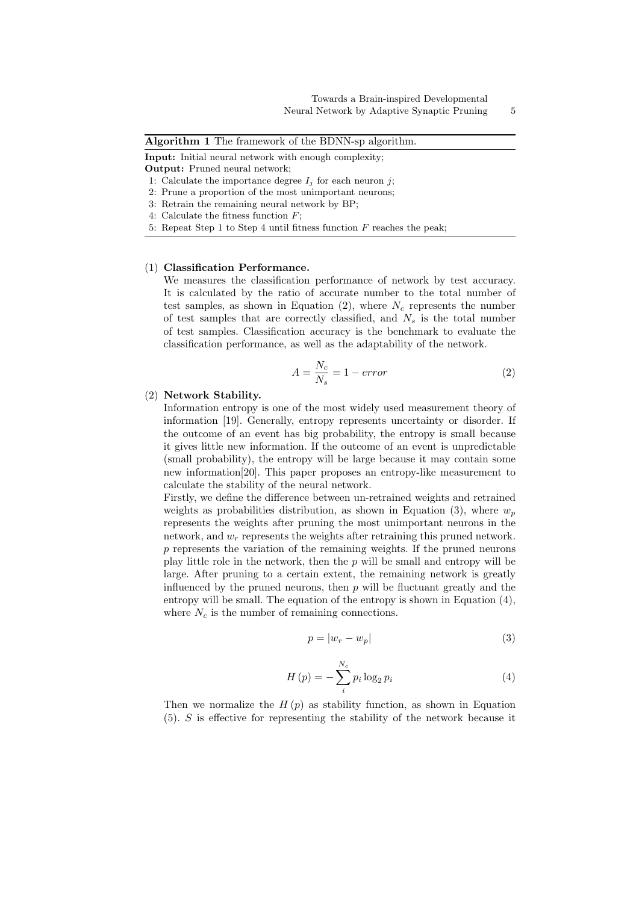**Algorithm 1** The framework of the BDNN-sp algorithm.

**Input:** Initial neural network with enough complexity;
**Output:** Pruned neural network;

1: Calculate the importance degree $I_j$ for each neuron $j$;
2: Prune a proportion of the most unimportant neurons;
3: Retrain the remaining neural network by BP;
4: Calculate the fitness function $F$;
5: Repeat Step 1 to Step 4 until fitness function $F$ reaches the peak;

(1) **Classification Performance.**
We measures the classification performance of network by test accuracy. It is calculated by the ratio of accurate number to the total number of test samples, as shown in Equation (2), where $N_c$ represents the number of test samples that are correctly classified, and $N_s$ is the total number of test samples. Classification accuracy is the benchmark to evaluate the classification performance, as well as the adaptability of the network.

$$A = \frac{N_c}{N_s} = 1 - error \tag{2}$$

(2) **Network Stability.**
Information entropy is one of the most widely used measurement theory of information [19]. Generally, entropy represents uncertainty or disorder. If the outcome of an event has big probability, the entropy is small because it gives little new information. If the outcome of an event is unpredictable (small probability), the entropy will be large because it may contain some new information[20]. This paper proposes an entropy-like measurement to calculate the stability of the neural network.
Firstly, we define the difference between un-retrained weights and retrained weights as probabilities distribution, as shown in Equation (3), where $w_p$ represents the weights after pruning the most unimportant neurons in the network, and $w_r$ represents the weights after retraining this pruned network. $p$ represents the variation of the remaining weights. If the pruned neurons play little role in the network, then the $p$ will be small and entropy will be large. After pruning to a certain extent, the remaining network is greatly influenced by the pruned neurons, then $p$ will be fluctuant greatly and the entropy will be small. The equation of the entropy is shown in Equation (4), where $N_c$ is the number of remaining connections.

$$p = |w_r - w_p| \tag{3}$$

$$H(p) = -\sum_{i}^{N_c} p_i \log_2 p_i \tag{4}$$

Then we normalize the $H(p)$ as stability function, as shown in Equation (5). $S$ is effective for representing the stability of the network because it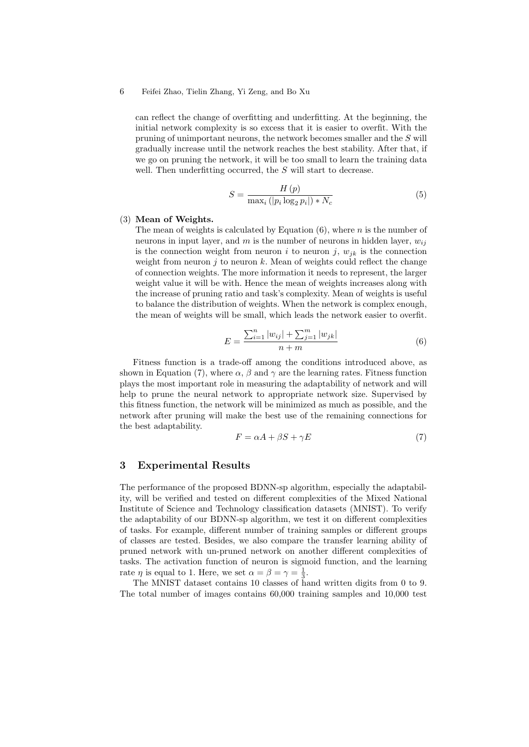can reflect the change of overfitting and underfitting. At the beginning, the initial network complexity is so excess that it is easier to overfit. With the pruning of unimportant neurons, the network becomes smaller and the $S$ will gradually increase until the network reaches the best stability. After that, if we go on pruning the network, it will be too small to learn the training data well. Then underfitting occurred, the $S$ will start to decrease.

$$S = \frac{H\left(p\right)}{\max_i\left(\left|p_i \log_2 p_i\right|\right) * N_c} \tag{5}$$

(3) **Mean of Weights.**
The mean of weights is calculated by Equation (6), where $n$ is the number of neurons in input layer, and $m$ is the number of neurons in hidden layer, $w_{ij}$ is the connection weight from neuron $i$ to neuron $j$, $w_{jk}$ is the connection weight from neuron $j$ to neuron $k$. Mean of weights could reflect the change of connection weights. The more information it needs to represent, the larger weight value it will be with. Hence the mean of weights increases along with the increase of pruning ratio and task's complexity. Mean of weights is useful to balance the distribution of weights. When the network is complex enough, the mean of weights will be small, which leads the network easier to overfit.

$$E = \frac{\sum_{i=1}^{n}|w_{ij}| + \sum_{j=1}^{m}|w_{jk}|}{n+m} \tag{6}$$

Fitness function is a trade-off among the conditions introduced above, as shown in Equation (7), where $\alpha$, $\beta$ and $\gamma$ are the learning rates. Fitness function plays the most important role in measuring the adaptability of network and will help to prune the neural network to appropriate network size. Supervised by this fitness function, the network will be minimized as much as possible, and the network after pruning will make the best use of the remaining connections for the best adaptability.

$$F = \alpha A + \beta S + \gamma E \tag{7}$$

## 3 Experimental Results

The performance of the proposed BDNN-sp algorithm, especially the adaptability, will be verified and tested on different complexities of the Mixed National Institute of Science and Technology classification datasets (MNIST). To verify the adaptability of our BDNN-sp algorithm, we test it on different complexities of tasks. For example, different number of training samples or different groups of classes are tested. Besides, we also compare the transfer learning ability of pruned network with un-pruned network on another different complexities of tasks. The activation function of neuron is sigmoid function, and the learning rate $\eta$ is equal to 1. Here, we set $\alpha = \beta = \gamma = \frac{1}{3}$.

The MNIST dataset contains 10 classes of hand written digits from 0 to 9. The total number of images contains 60,000 training samples and 10,000 test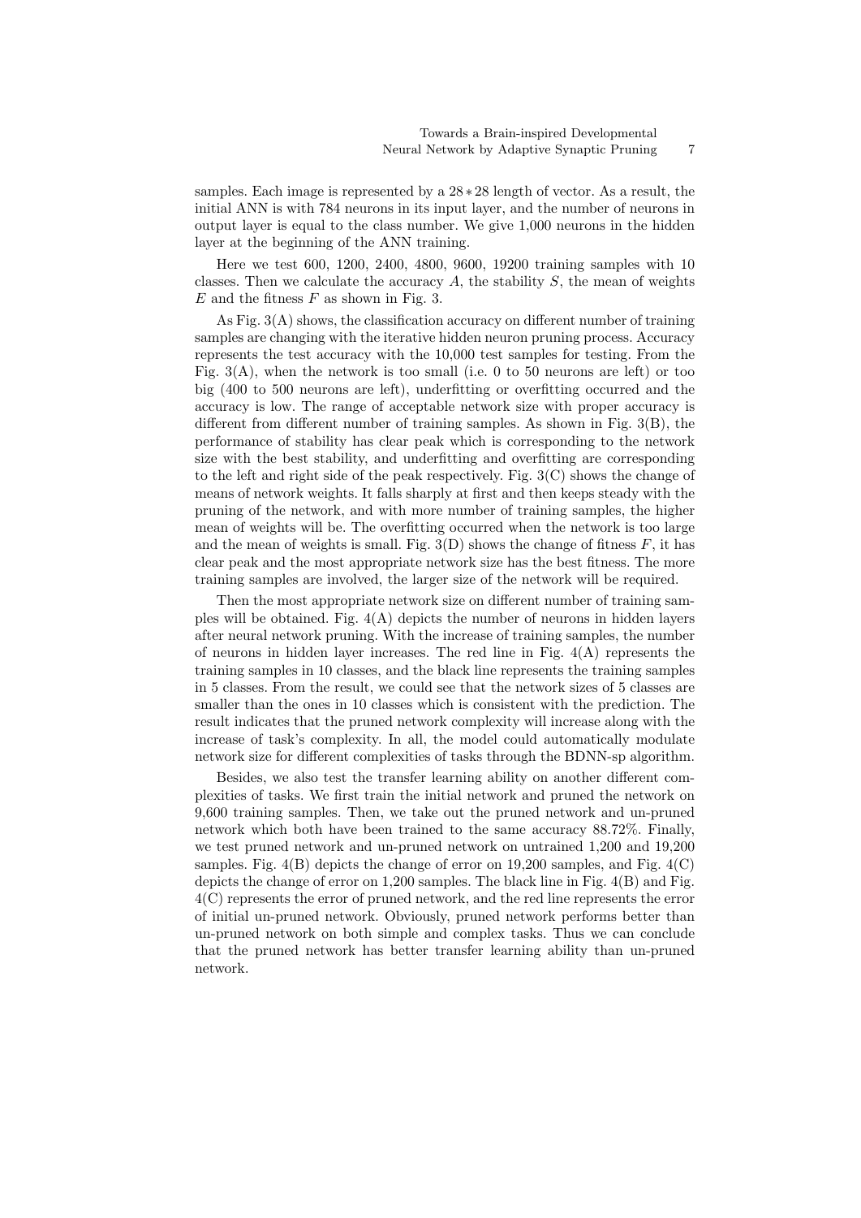samples. Each image is represented by a $28 * 28$ length of vector. As a result, the initial ANN is with 784 neurons in its input layer, and the number of neurons in output layer is equal to the class number. We give 1,000 neurons in the hidden layer at the beginning of the ANN training.

Here we test 600, 1200, 2400, 4800, 9600, 19200 training samples with 10 classes. Then we calculate the accuracy $A$, the stability $S$, the mean of weights $E$ and the fitness $F$ as shown in Fig. 3.

As Fig. 3(A) shows, the classification accuracy on different number of training samples are changing with the iterative hidden neuron pruning process. Accuracy represents the test accuracy with the 10,000 test samples for testing. From the Fig. 3(A), when the network is too small (i.e. 0 to 50 neurons are left) or too big (400 to 500 neurons are left), underfitting or overfitting occurred and the accuracy is low. The range of acceptable network size with proper accuracy is different from different number of training samples. As shown in Fig. 3(B), the performance of stability has clear peak which is corresponding to the network size with the best stability, and underfitting and overfitting are corresponding to the left and right side of the peak respectively. Fig. 3(C) shows the change of means of network weights. It falls sharply at first and then keeps steady with the pruning of the network, and with more number of training samples, the higher mean of weights will be. The overfitting occurred when the network is too large and the mean of weights is small. Fig. 3(D) shows the change of fitness $F$, it has clear peak and the most appropriate network size has the best fitness. The more training samples are involved, the larger size of the network will be required.

Then the most appropriate network size on different number of training samples will be obtained. Fig. 4(A) depicts the number of neurons in hidden layers after neural network pruning. With the increase of training samples, the number of neurons in hidden layer increases. The red line in Fig. 4(A) represents the training samples in 10 classes, and the black line represents the training samples in 5 classes. From the result, we could see that the network sizes of 5 classes are smaller than the ones in 10 classes which is consistent with the prediction. The result indicates that the pruned network complexity will increase along with the increase of task's complexity. In all, the model could automatically modulate network size for different complexities of tasks through the BDNN-sp algorithm.

Besides, we also test the transfer learning ability on another different complexities of tasks. We first train the initial network and pruned the network on 9,600 training samples. Then, we take out the pruned network and un-pruned network which both have been trained to the same accuracy 88.72%. Finally, we test pruned network and un-pruned network on untrained 1,200 and 19,200 samples. Fig. 4(B) depicts the change of error on 19,200 samples, and Fig. 4(C) depicts the change of error on 1,200 samples. The black line in Fig. 4(B) and Fig. 4(C) represents the error of pruned network, and the red line represents the error of initial un-pruned network. Obviously, pruned network performs better than un-pruned network on both simple and complex tasks. Thus we can conclude that the pruned network has better transfer learning ability than un-pruned network.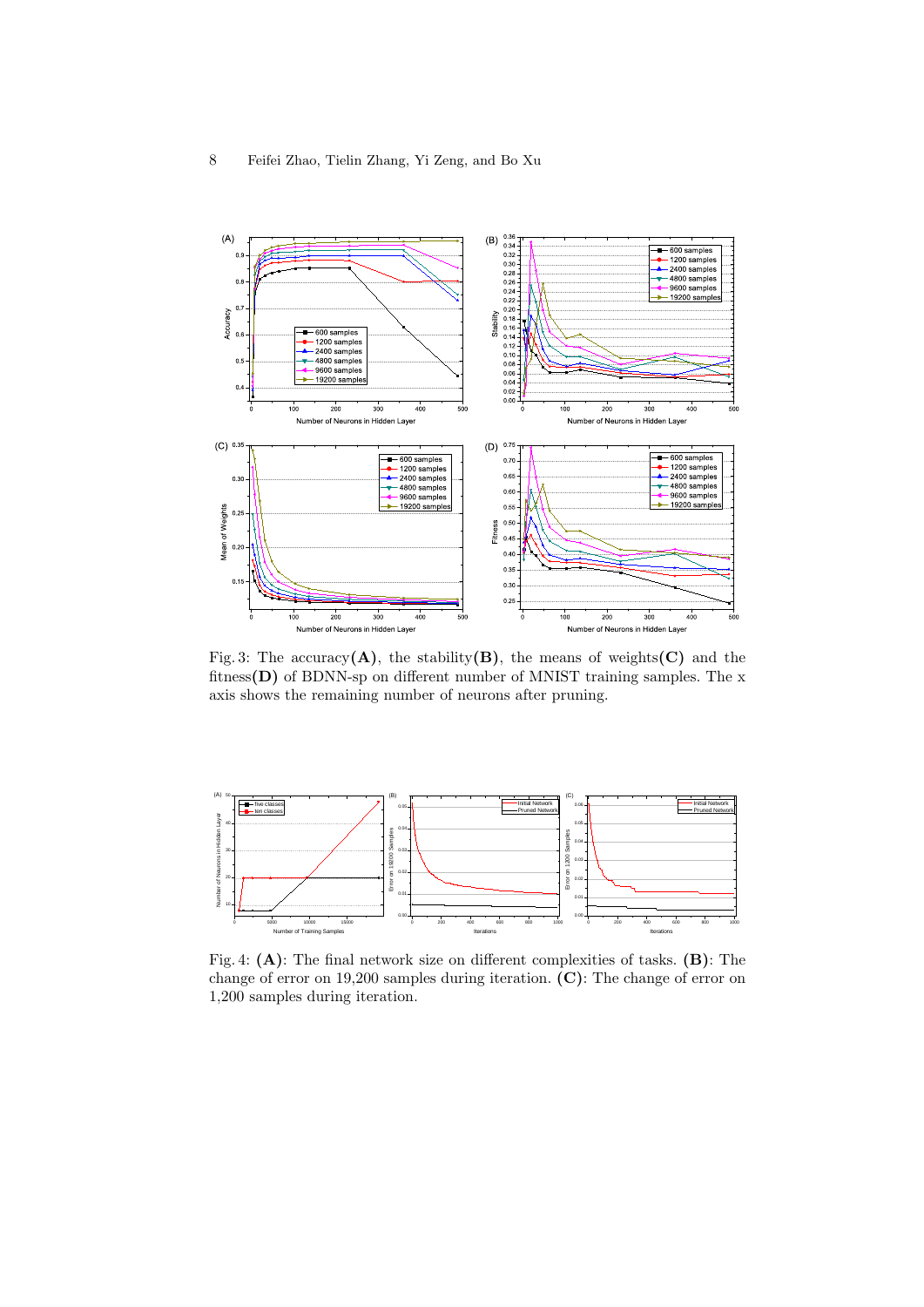Fig. 3: The accuracy**(A)**, the stability**(B)**, the means of weights**(C)** and the fitness**(D)** of BDNN-sp on different number of MNIST training samples. The x axis shows the remaining number of neurons after pruning.

Fig. 4: **(A)**: The final network size on different complexities of tasks. **(B)**: The change of error on 19,200 samples during iteration. **(C)**: The change of error on 1,200 samples during iteration.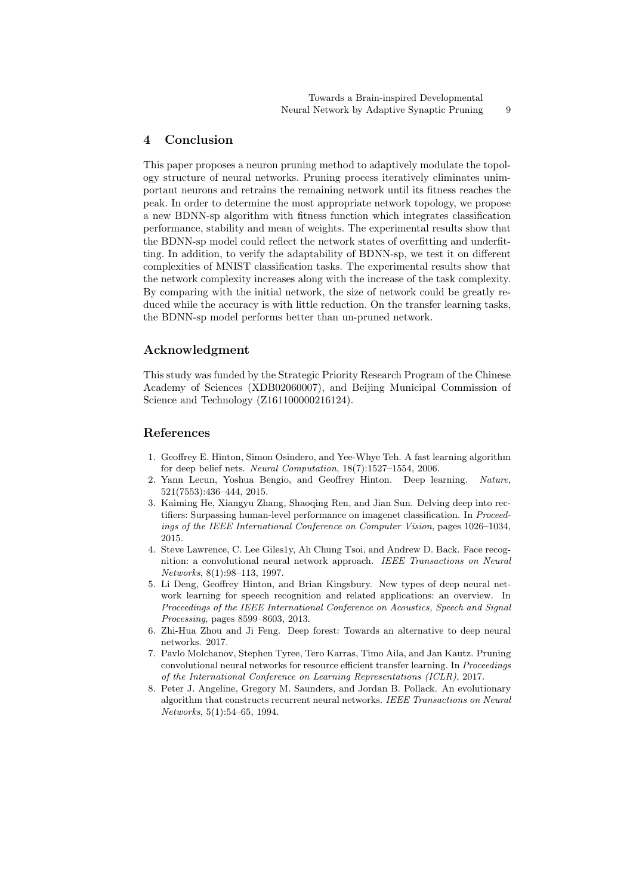## 4 Conclusion

This paper proposes a neuron pruning method to adaptively modulate the topology structure of neural networks. Pruning process iteratively eliminates unimportant neurons and retrains the remaining network until its fitness reaches the peak. In order to determine the most appropriate network topology, we propose a new BDNN-sp algorithm with fitness function which integrates classification performance, stability and mean of weights. The experimental results show that the BDNN-sp model could reflect the network states of overfitting and underfitting. In addition, to verify the adaptability of BDNN-sp, we test it on different complexities of MNIST classification tasks. The experimental results show that the network complexity increases along with the increase of the task complexity. By comparing with the initial network, the size of network could be greatly reduced while the accuracy is with little reduction. On the transfer learning tasks, the BDNN-sp model performs better than un-pruned network.

## Acknowledgment

This study was funded by the Strategic Priority Research Program of the Chinese Academy of Sciences (XDB02060007), and Beijing Municipal Commission of Science and Technology (Z161100000216124).

## References

1. Geoffrey E. Hinton, Simon Osindero, and Yee-Whye Teh. A fast learning algorithm for deep belief nets. *Neural Computation*, 18(7):1527–1554, 2006.
2. Yann Lecun, Yoshua Bengio, and Geoffrey Hinton. Deep learning. *Nature*, 521(7553):436–444, 2015.
3. Kaiming He, Xiangyu Zhang, Shaoqing Ren, and Jian Sun. Delving deep into rectifiers: Surpassing human-level performance on imagenet classification. In *Proceedings of the IEEE International Conference on Computer Vision*, pages 1026–1034, 2015.
4. Steve Lawrence, C. Lee Giles1y, Ah Chung Tsoi, and Andrew D. Back. Face recognition: a convolutional neural network approach. *IEEE Transactions on Neural Networks*, 8(1):98–113, 1997.
5. Li Deng, Geoffrey Hinton, and Brian Kingsbury. New types of deep neural network learning for speech recognition and related applications: an overview. In *Proceedings of the IEEE International Conference on Acoustics, Speech and Signal Processing*, pages 8599–8603, 2013.
6. Zhi-Hua Zhou and Ji Feng. Deep forest: Towards an alternative to deep neural networks. 2017.
7. Pavlo Molchanov, Stephen Tyree, Tero Karras, Timo Aila, and Jan Kautz. Pruning convolutional neural networks for resource efficient transfer learning. In *Proceedings of the International Conference on Learning Representations (ICLR)*, 2017.
8. Peter J. Angeline, Gregory M. Saunders, and Jordan B. Pollack. An evolutionary algorithm that constructs recurrent neural networks. *IEEE Transactions on Neural Networks*, 5(1):54–65, 1994.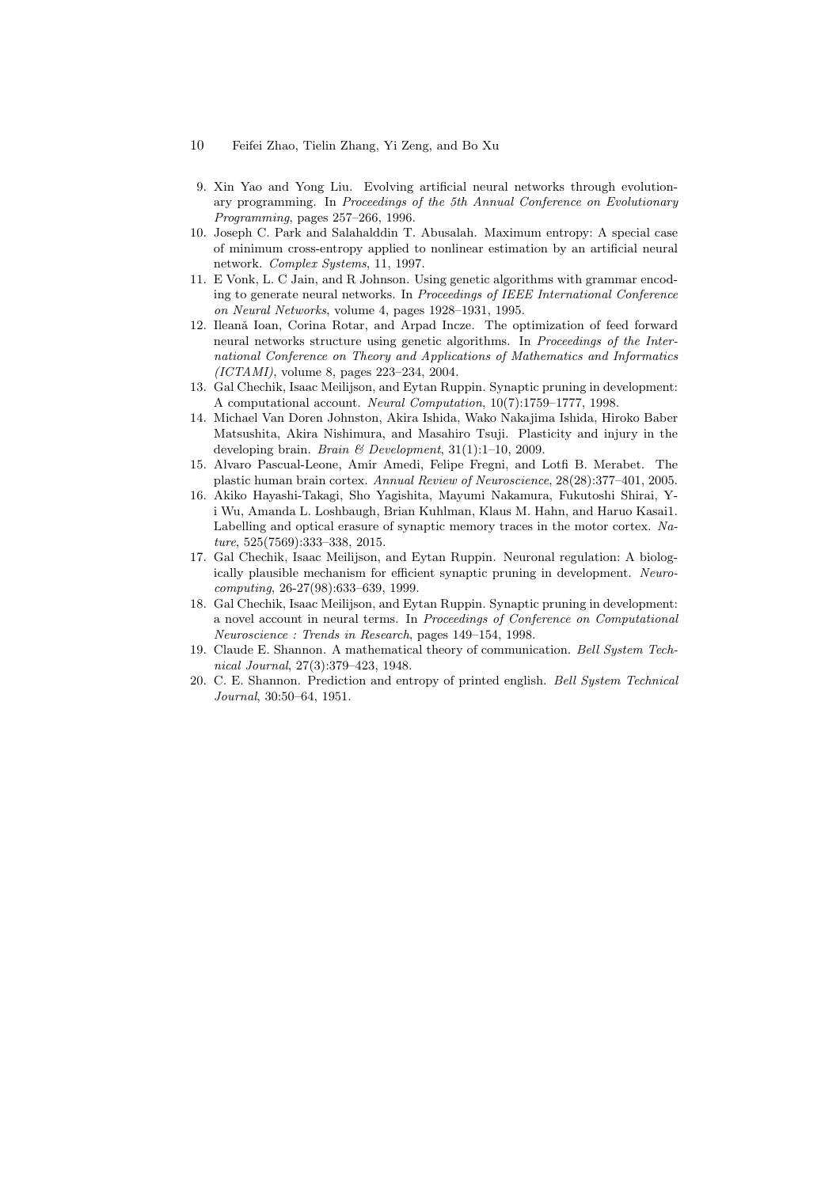9. Xin Yao and Yong Liu. Evolving artificial neural networks through evolutionary programming. In *Proceedings of the 5th Annual Conference on Evolutionary Programming*, pages 257–266, 1996.
10. Joseph C. Park and Salahalddin T. Abusalah. Maximum entropy: A special case of minimum cross-entropy applied to nonlinear estimation by an artificial neural network. *Complex Systems*, 11, 1997.
11. E Vonk, L. C Jain, and R Johnson. Using genetic algorithms with grammar encoding to generate neural networks. In *Proceedings of IEEE International Conference on Neural Networks*, volume 4, pages 1928–1931, 1995.
12. Ileană Ioan, Corina Rotar, and Arpad Incze. The optimization of feed forward neural networks structure using genetic algorithms. In *Proceedings of the International Conference on Theory and Applications of Mathematics and Informatics (ICTAMI)*, volume 8, pages 223–234, 2004.
13. Gal Chechik, Isaac Meilijson, and Eytan Ruppin. Synaptic pruning in development: A computational account. *Neural Computation*, 10(7):1759–1777, 1998.
14. Michael Van Doren Johnston, Akira Ishida, Wako Nakajima Ishida, Hiroko Baber Matsushita, Akira Nishimura, and Masahiro Tsuji. Plasticity and injury in the developing brain. *Brain & Development*, 31(1):1–10, 2009.
15. Alvaro Pascual-Leone, Amir Amedi, Felipe Fregni, and Lotfi B. Merabet. The plastic human brain cortex. *Annual Review of Neuroscience*, 28(28):377–401, 2005.
16. Akiko Hayashi-Takagi, Sho Yagishita, Mayumi Nakamura, Fukutoshi Shirai, Yi Wu, Amanda L. Loshbaugh, Brian Kuhlman, Klaus M. Hahn, and Haruo Kasai1. Labelling and optical erasure of synaptic memory traces in the motor cortex. *Nature*, 525(7569):333–338, 2015.
17. Gal Chechik, Isaac Meilijson, and Eytan Ruppin. Neuronal regulation: A biologically plausible mechanism for efficient synaptic pruning in development. *Neurocomputing*, 26-27(98):633–639, 1999.
18. Gal Chechik, Isaac Meilijson, and Eytan Ruppin. Synaptic pruning in development: a novel account in neural terms. In *Proceedings of Conference on Computational Neuroscience : Trends in Research*, pages 149–154, 1998.
19. Claude E. Shannon. A mathematical theory of communication. *Bell System Technical Journal*, 27(3):379–423, 1948.
20. C. E. Shannon. Prediction and entropy of printed english. *Bell System Technical Journal*, 30:50–64, 1951.